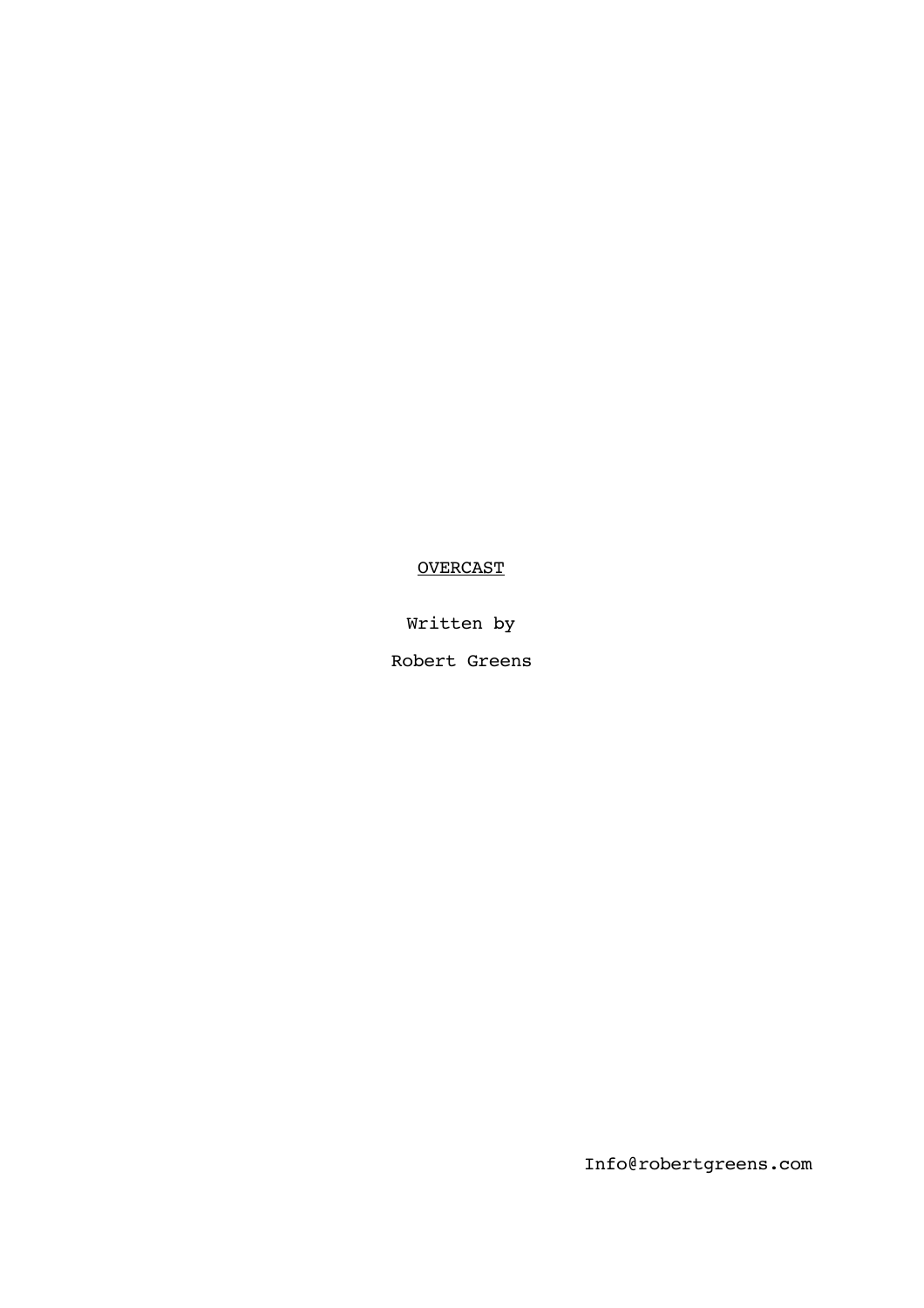<u>OVERCAST</u>

Written by

Robert Greens

Info@robertgreens.com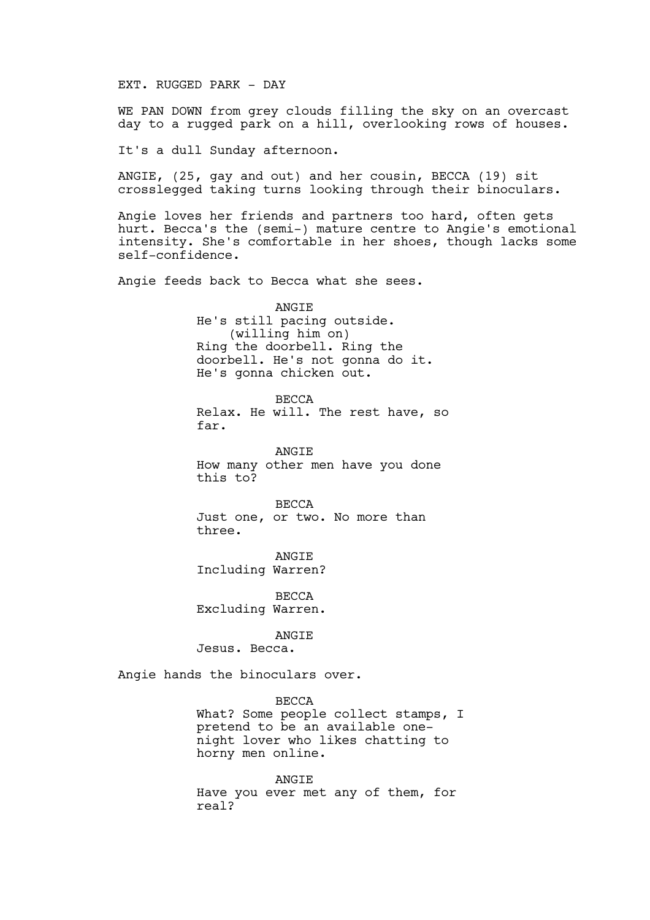EXT. RUGGED PARK - DAY

WE PAN DOWN from grey clouds filling the sky on an overcast day to a rugged park on a hill, overlooking rows of houses.

It's a dull Sunday afternoon.

ANGIE, (25, gay and out) and her cousin, BECCA (19) sit crosslegged taking turns looking through their binoculars.

Angie loves her friends and partners too hard, often gets hurt. Becca's the (semi-) mature centre to Angie's emotional intensity. She's comfortable in her shoes, though lacks some self-confidence.

Angie feeds back to Becca what she sees.

ANGIE
He's still pacing outside.
(willing him on)
Ring the doorbell. Ring the doorbell. He's not gonna do it. He's gonna chicken out.

BECCA
Relax. He will. The rest have, so far.

ANGIE
How many other men have you done this to?

BECCA
Just one, or two. No more than three.

ANGIE
Including Warren?

BECCA
Excluding Warren.

ANGIE
Jesus. Becca.

Angie hands the binoculars over.

BECCA
What? Some people collect stamps, I pretend to be an available one-night lover who likes chatting to horny men online.

ANGIE
Have you ever met any of them, for real?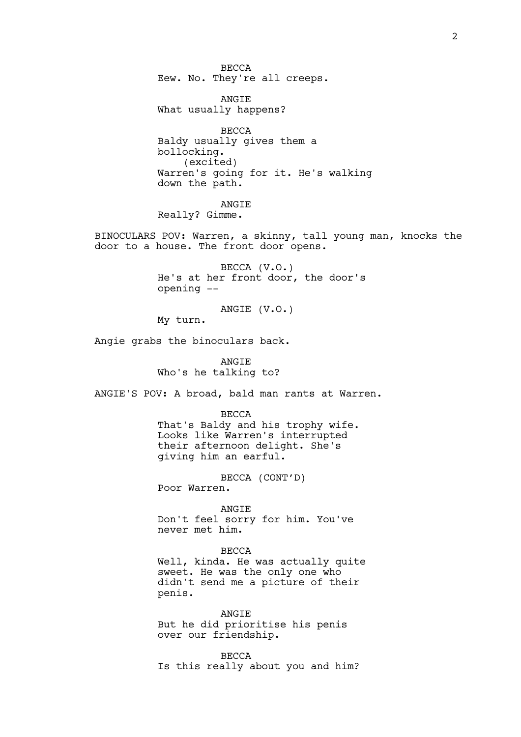BECCA
Eew. No. They're all creeps.

ANGIE
What usually happens?

BECCA
Baldy usually gives them a bollocking.
(excited)
Warren's going for it. He's walking down the path.

ANGIE
Really? Gimme.

BINOCULARS POV: Warren, a skinny, tall young man, knocks the door to a house. The front door opens.

BECCA (V.O.)
He's at her front door, the door's opening --

ANGIE (V.O.)
My turn.

Angie grabs the binoculars back.

ANGIE
Who's he talking to?

ANGIE'S POV: A broad, bald man rants at Warren.

BECCA
That's Baldy and his trophy wife. Looks like Warren's interrupted their afternoon delight. She's giving him an earful.

BECCA (CONT'D)
Poor Warren.

ANGIE
Don't feel sorry for him. You've never met him.

BECCA
Well, kinda. He was actually quite sweet. He was the only one who didn't send me a picture of their penis.

ANGIE
But he did prioritise his penis over our friendship.

BECCA
Is this really about you and him?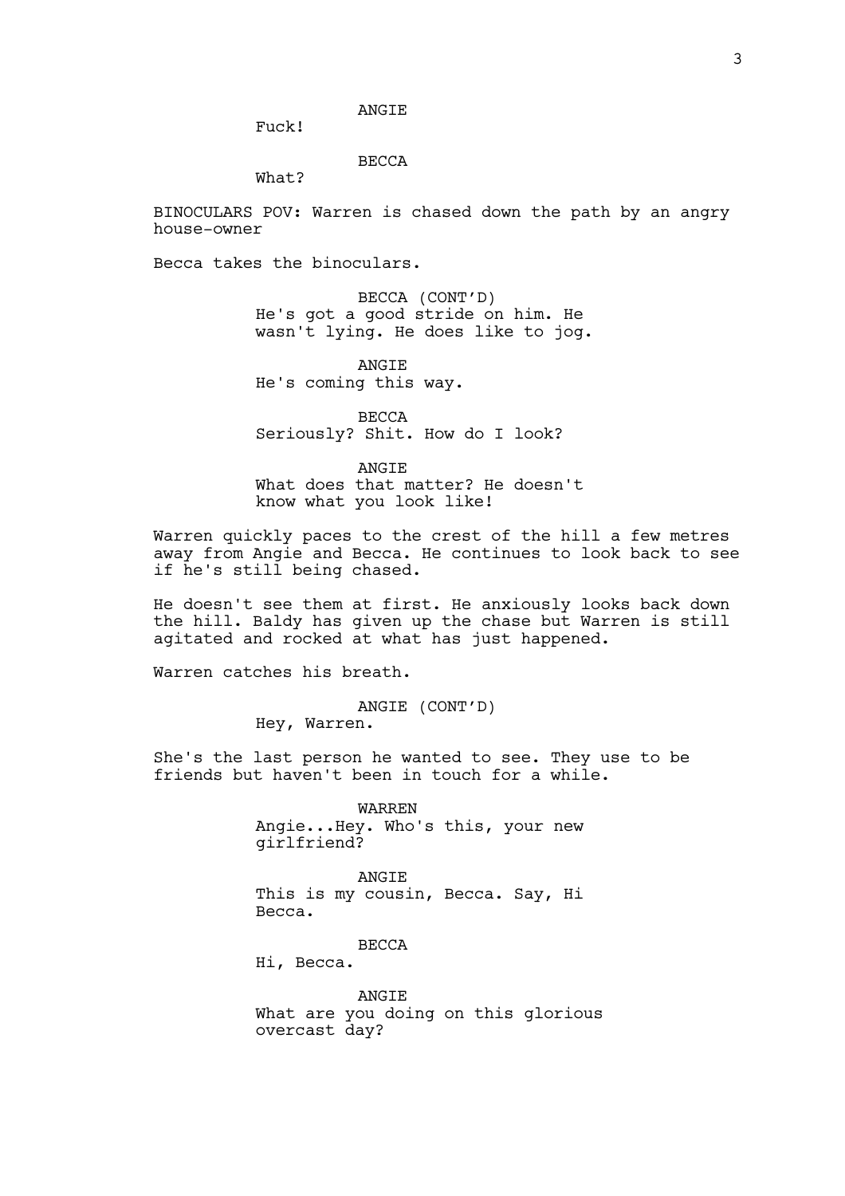ANGIE

Fuck!

BECCA

What?

BINOCULARS POV: Warren is chased down the path by an angry house-owner

Becca takes the binoculars.

BECCA (CONT'D)

He's got a good stride on him. He wasn't lying. He does like to jog.

ANGIE

He's coming this way.

BECCA

Seriously? Shit. How do I look?

ANGIE

What does that matter? He doesn't know what you look like!

Warren quickly paces to the crest of the hill a few metres away from Angie and Becca. He continues to look back to see if he's still being chased.

He doesn't see them at first. He anxiously looks back down the hill. Baldy has given up the chase but Warren is still agitated and rocked at what has just happened.

Warren catches his breath.

ANGIE (CONT'D)

Hey, Warren.

She's the last person he wanted to see. They use to be friends but haven't been in touch for a while.

WARREN

Angie...Hey. Who's this, your new girlfriend?

ANGIE

This is my cousin, Becca. Say, Hi Becca.

BECCA

Hi, Becca.

ANGIE

What are you doing on this glorious overcast day?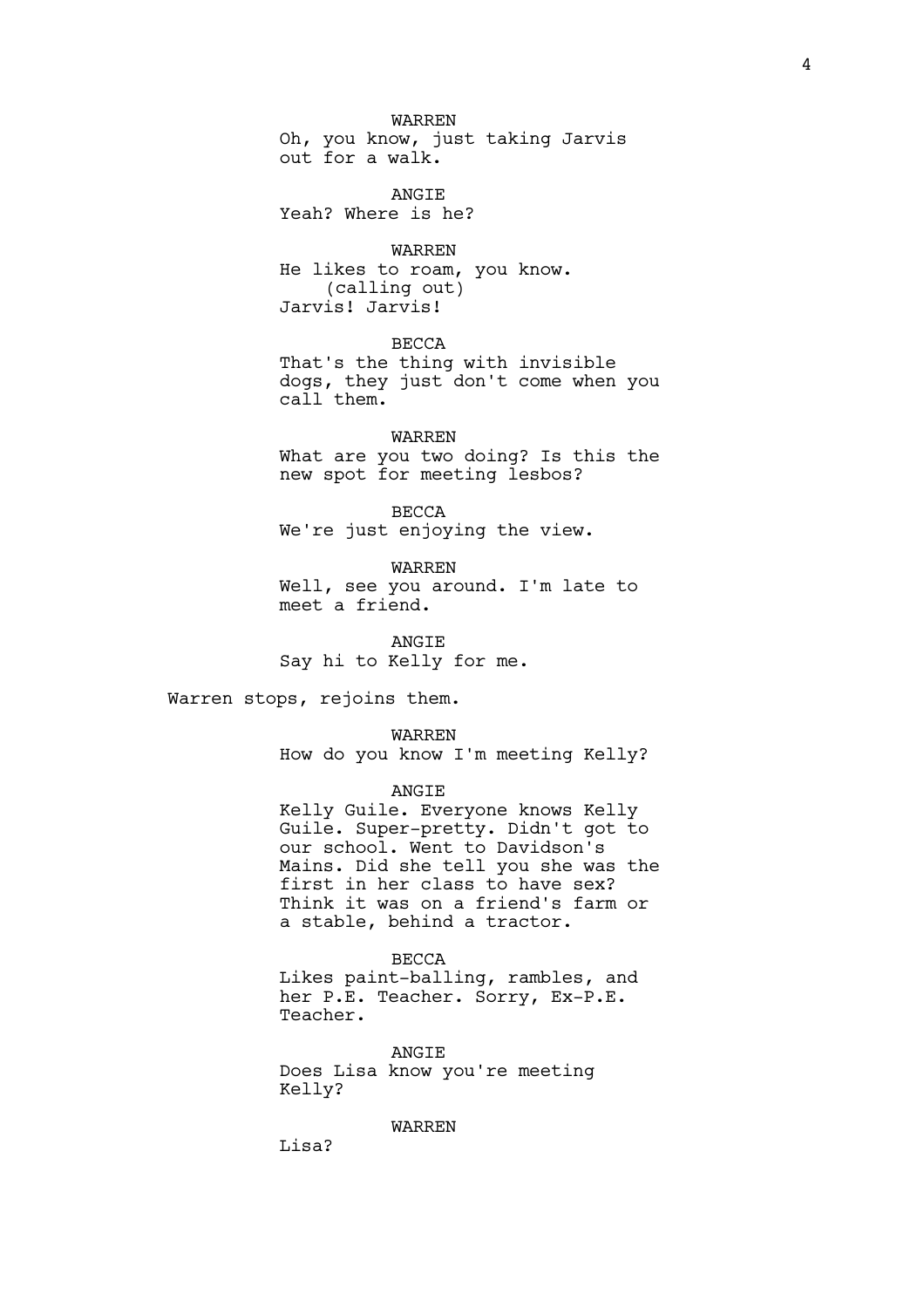WARREN

Oh, you know, just taking Jarvis out for a walk.

ANGIE

Yeah? Where is he?

WARREN

He likes to roam, you know.

(calling out)

Jarvis! Jarvis!

BECCA

That's the thing with invisible dogs, they just don't come when you call them.

WARREN

What are you two doing? Is this the new spot for meeting lesbos?

BECCA

We're just enjoying the view.

WARREN

Well, see you around. I'm late to meet a friend.

ANGIE

Say hi to Kelly for me.

Warren stops, rejoins them.

WARREN

How do you know I'm meeting Kelly?

ANGIE

Kelly Guile. Everyone knows Kelly Guile. Super-pretty. Didn't got to our school. Went to Davidson's Mains. Did she tell you she was the first in her class to have sex? Think it was on a friend's farm or a stable, behind a tractor.

BECCA

Likes paint-balling, rambles, and her P.E. Teacher. Sorry, Ex-P.E. Teacher.

ANGIE

Does Lisa know you're meeting Kelly?

WARREN

Lisa?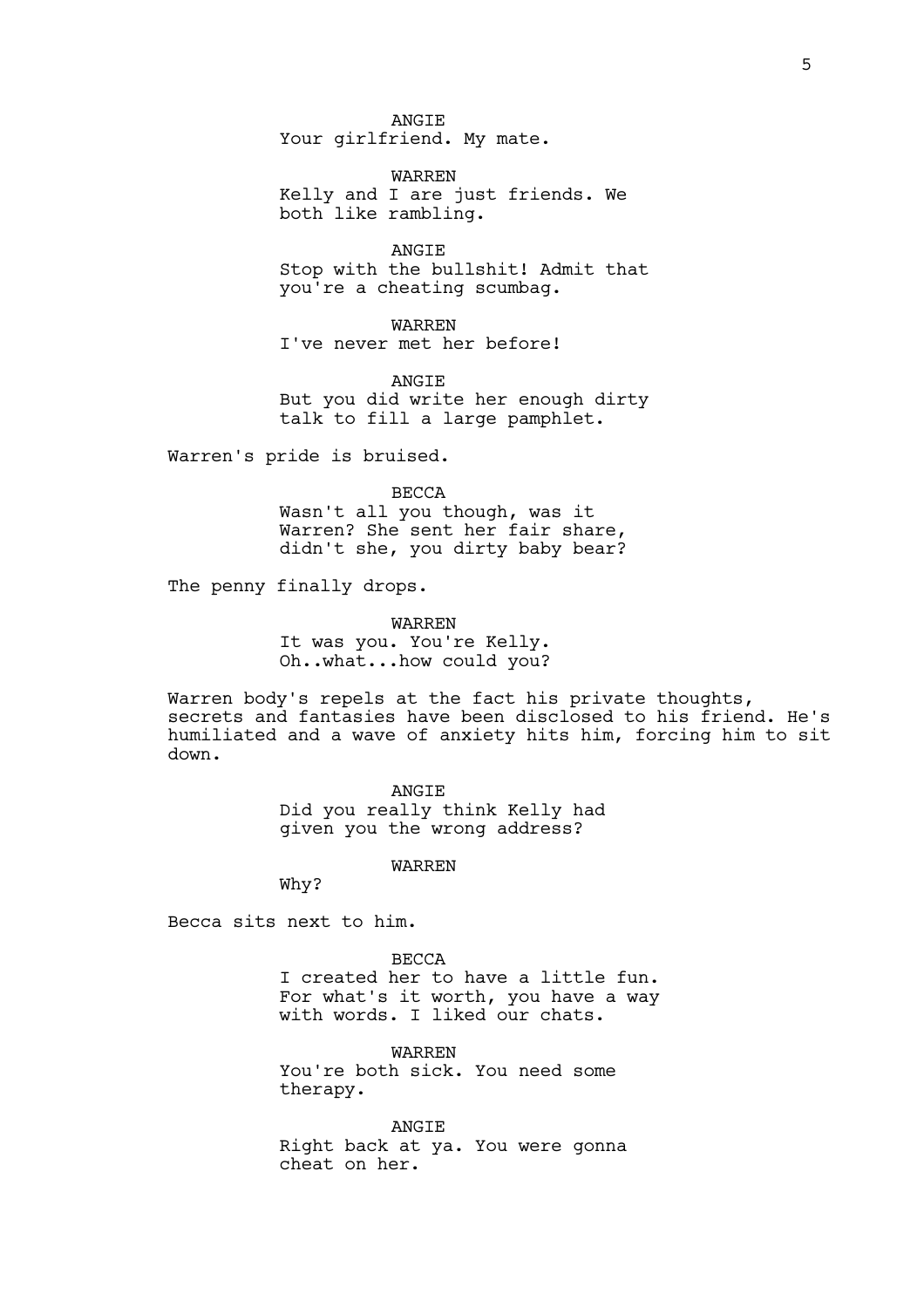ANGIE
Your girlfriend. My mate.

WARREN
Kelly and I are just friends. We both like rambling.

ANGIE
Stop with the bullshit! Admit that you're a cheating scumbag.

WARREN
I've never met her before!

ANGIE
But you did write her enough dirty talk to fill a large pamphlet.

Warren's pride is bruised.

BECCA
Wasn't all you though, was it Warren? She sent her fair share, didn't she, you dirty baby bear?

The penny finally drops.

WARREN
It was you. You're Kelly. Oh..what...how could you?

Warren body's repels at the fact his private thoughts, secrets and fantasies have been disclosed to his friend. He's humiliated and a wave of anxiety hits him, forcing him to sit down.

ANGIE
Did you really think Kelly had given you the wrong address?

WARREN
Why?

Becca sits next to him.

BECCA
I created her to have a little fun. For what's it worth, you have a way with words. I liked our chats.

WARREN
You're both sick. You need some therapy.

ANGIE
Right back at ya. You were gonna cheat on her.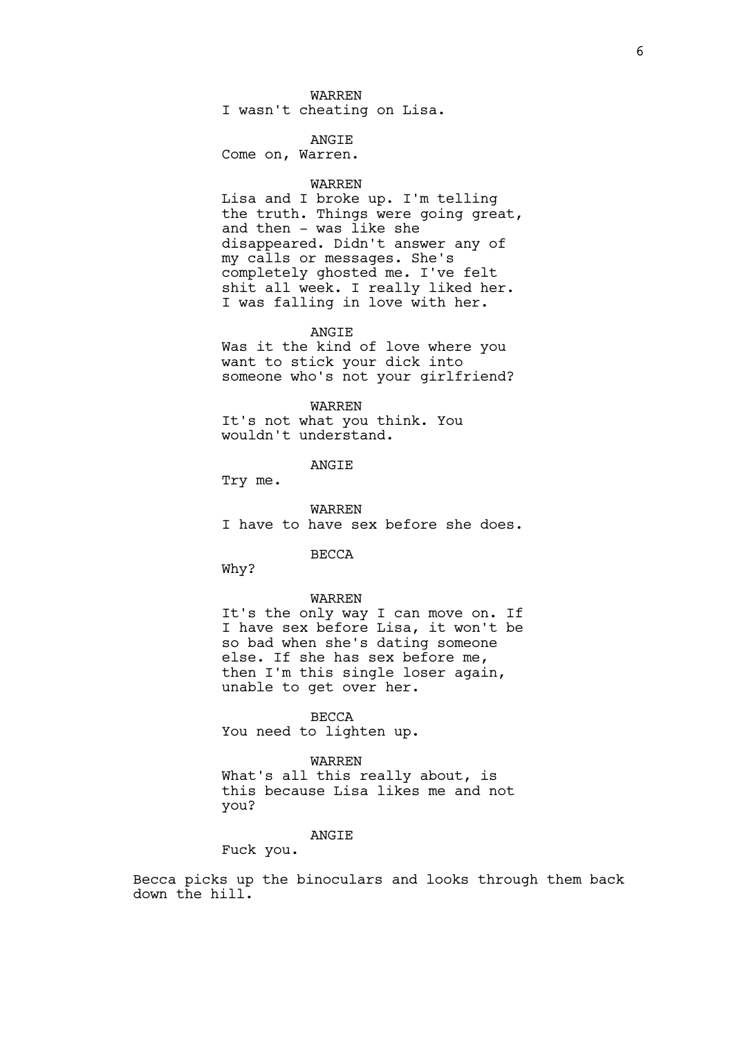WARREN
I wasn't cheating on Lisa.

ANGIE
Come on, Warren.

WARREN
Lisa and I broke up. I'm telling the truth. Things were going great, and then - was like she disappeared. Didn't answer any of my calls or messages. She's completely ghosted me. I've felt shit all week. I really liked her. I was falling in love with her.

ANGIE
Was it the kind of love where you want to stick your dick into someone who's not your girlfriend?

WARREN
It's not what you think. You wouldn't understand.

ANGIE
Try me.

WARREN
I have to have sex before she does.

BECCA
Why?

WARREN
It's the only way I can move on. If I have sex before Lisa, it won't be so bad when she's dating someone else. If she has sex before me, then I'm this single loser again, unable to get over her.

BECCA
You need to lighten up.

WARREN
What's all this really about, is this because Lisa likes me and not you?

ANGIE
Fuck you.

Becca picks up the binoculars and looks through them back down the hill.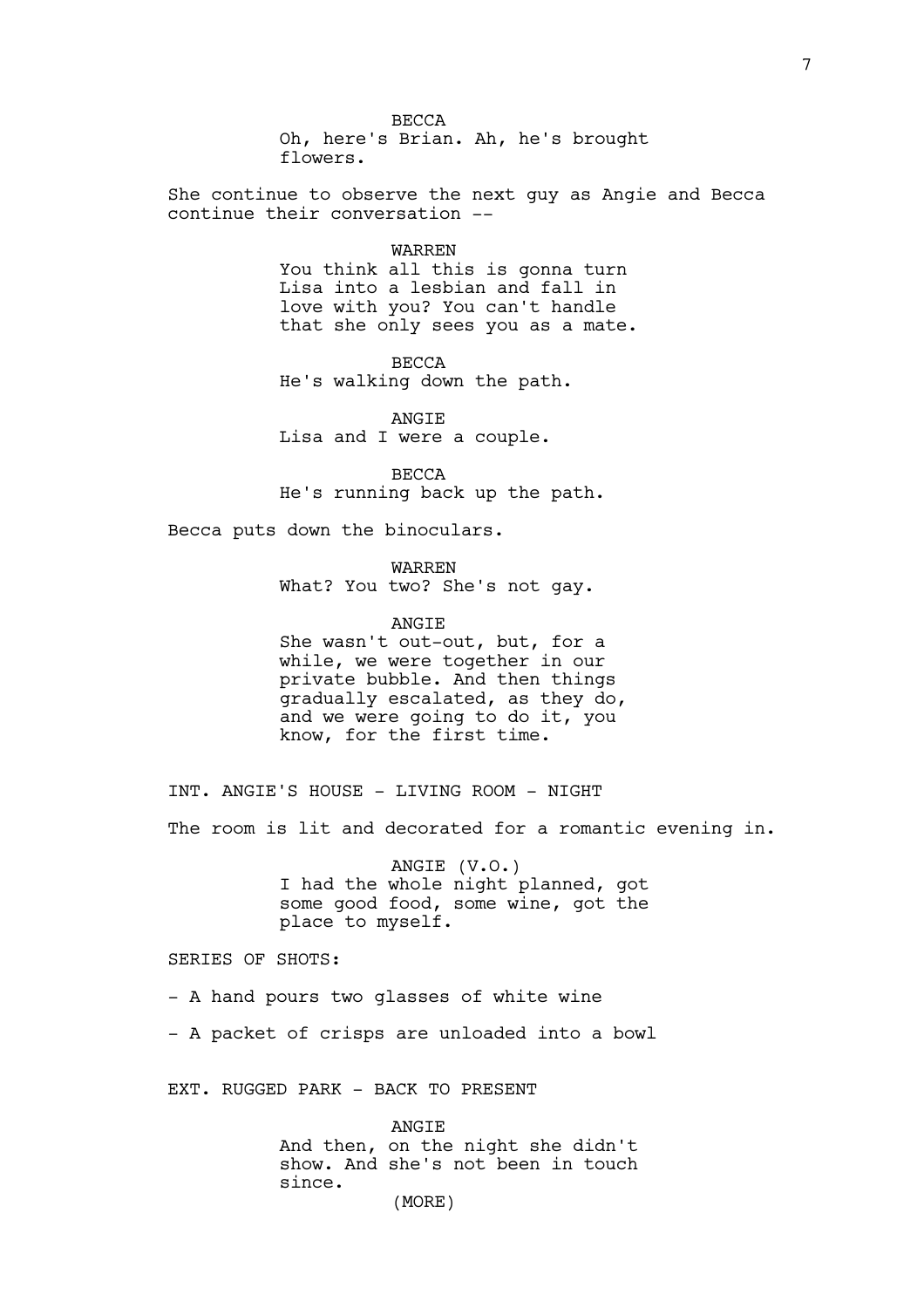BECCA
Oh, here's Brian. Ah, he's brought flowers.

She continue to observe the next guy as Angie and Becca continue their conversation --

WARREN
You think all this is gonna turn Lisa into a lesbian and fall in love with you? You can't handle that she only sees you as a mate.

BECCA
He's walking down the path.

ANGIE
Lisa and I were a couple.

BECCA
He's running back up the path.

Becca puts down the binoculars.

WARREN
What? You two? She's not gay.

ANGIE
She wasn't out-out, but, for a while, we were together in our private bubble. And then things gradually escalated, as they do, and we were going to do it, you know, for the first time.

INT. ANGIE'S HOUSE - LIVING ROOM - NIGHT

The room is lit and decorated for a romantic evening in.

ANGIE (V.O.)
I had the whole night planned, got some good food, some wine, got the place to myself.

SERIES OF SHOTS:

- A hand pours two glasses of white wine

- A packet of crisps are unloaded into a bowl

EXT. RUGGED PARK - BACK TO PRESENT

ANGIE
And then, on the night she didn't show. And she's not been in touch since.
(MORE)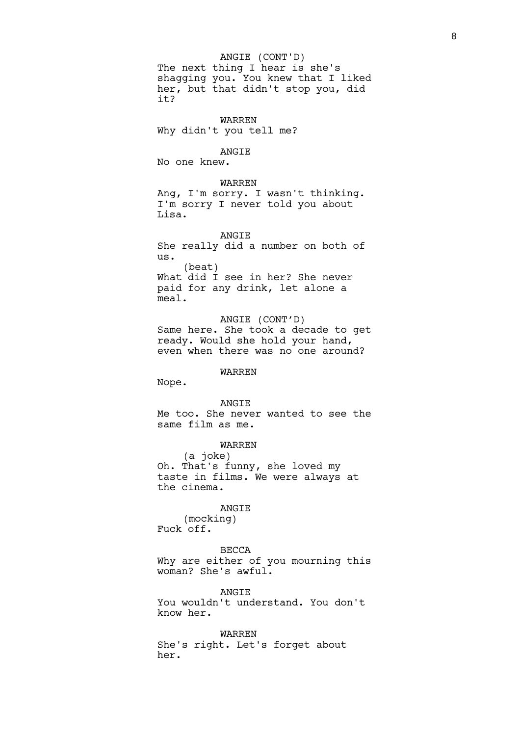ANGIE (CONT'D)
The next thing I hear is she's shagging you. You knew that I liked her, but that didn't stop you, did it?

WARREN
Why didn't you tell me?

ANGIE
No one knew.

WARREN
Ang, I'm sorry. I wasn't thinking. I'm sorry I never told you about Lisa.

ANGIE
She really did a number on both of us.
(beat)
What did I see in her? She never paid for any drink, let alone a meal.

ANGIE (CONT'D)
Same here. She took a decade to get ready. Would she hold your hand, even when there was no one around?

WARREN
Nope.

ANGIE
Me too. She never wanted to see the same film as me.

WARREN
(a joke)
Oh. That's funny, she loved my taste in films. We were always at the cinema.

ANGIE
(mocking)
Fuck off.

BECCA
Why are either of you mourning this woman? She's awful.

ANGIE
You wouldn't understand. You don't know her.

WARREN
She's right. Let's forget about her.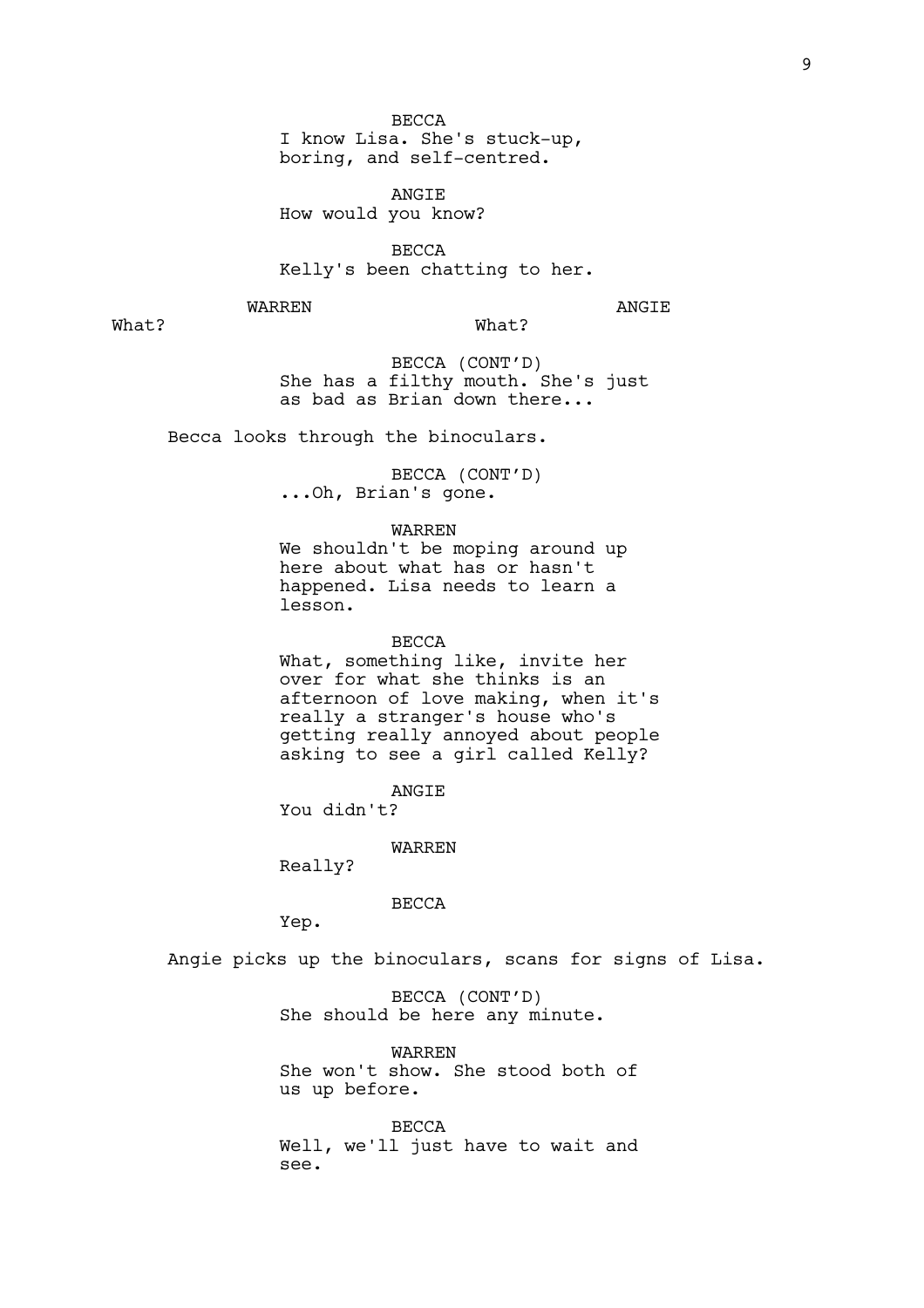BECCA
I know Lisa. She's stuck-up, boring, and self-centred.

ANGIE
How would you know?

BECCA
Kelly's been chatting to her.

WARREN
What?

ANGIE
What?

BECCA (CONT'D)
She has a filthy mouth. She's just as bad as Brian down there...

Becca looks through the binoculars.

BECCA (CONT'D)
...Oh, Brian's gone.

WARREN
We shouldn't be moping around up here about what has or hasn't happened. Lisa needs to learn a lesson.

BECCA
What, something like, invite her over for what she thinks is an afternoon of love making, when it's really a stranger's house who's getting really annoyed about people asking to see a girl called Kelly?

ANGIE
You didn't?

WARREN
Really?

BECCA
Yep.

Angie picks up the binoculars, scans for signs of Lisa.

BECCA (CONT'D)
She should be here any minute.

WARREN
She won't show. She stood both of us up before.

BECCA
Well, we'll just have to wait and see.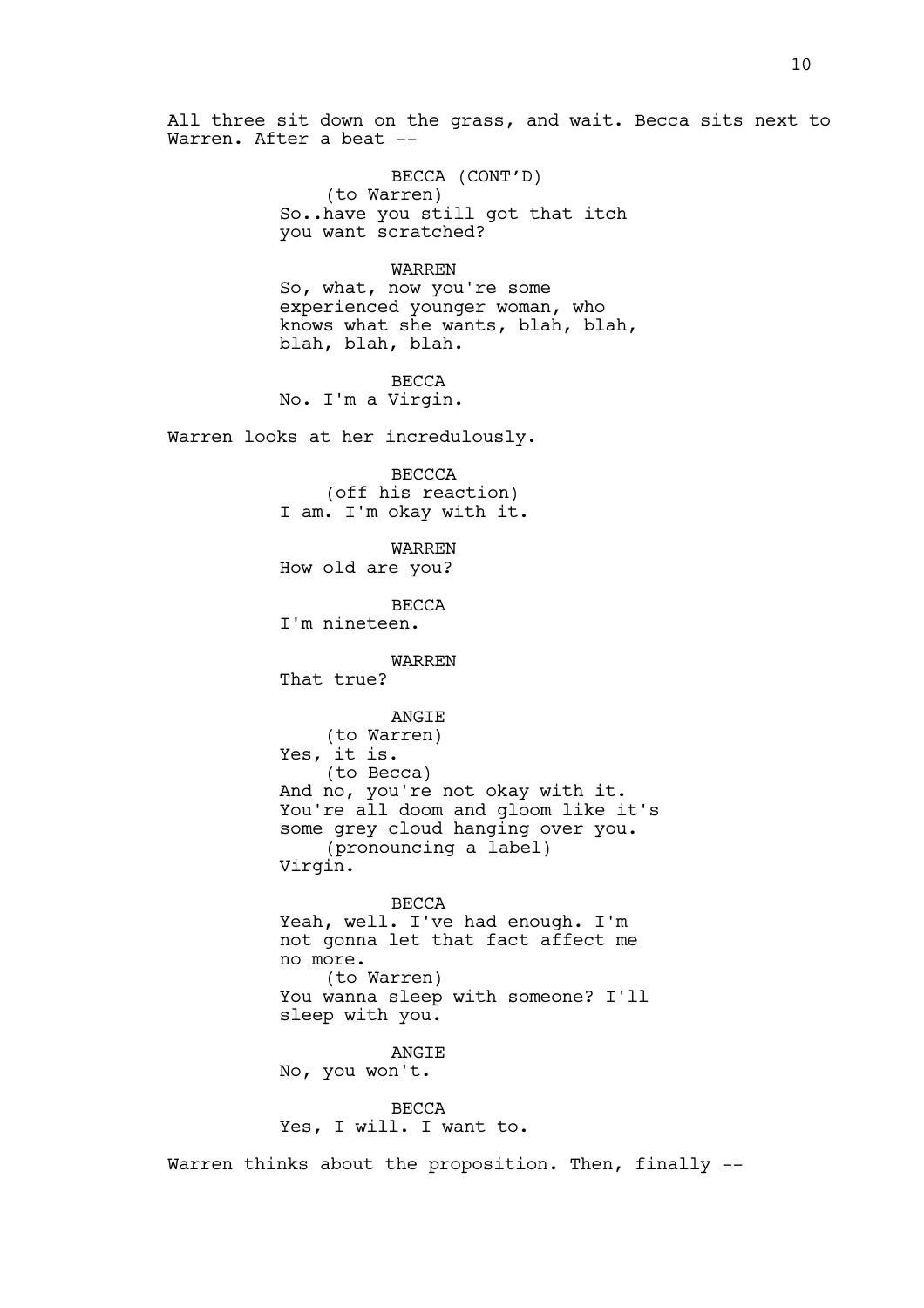All three sit down on the grass, and wait. Becca sits next to Warren. After a beat --

BECCA (CONT'D)
(to Warren)
So..have you still got that itch you want scratched?

WARREN
So, what, now you're some experienced younger woman, who knows what she wants, blah, blah, blah, blah, blah.

BECCA
No. I'm a Virgin.

Warren looks at her incredulously.

BECCCA
(off his reaction)
I am. I'm okay with it.

WARREN
How old are you?

BECCA
I'm nineteen.

WARREN
That true?

ANGIE
(to Warren)
Yes, it is.
(to Becca)
And no, you're not okay with it. You're all doom and gloom like it's some grey cloud hanging over you.
(pronouncing a label)
Virgin.

BECCA
Yeah, well. I've had enough. I'm not gonna let that fact affect me no more.
(to Warren)
You wanna sleep with someone? I'll sleep with you.

ANGIE
No, you won't.

BECCA
Yes, I will. I want to.

Warren thinks about the proposition. Then, finally --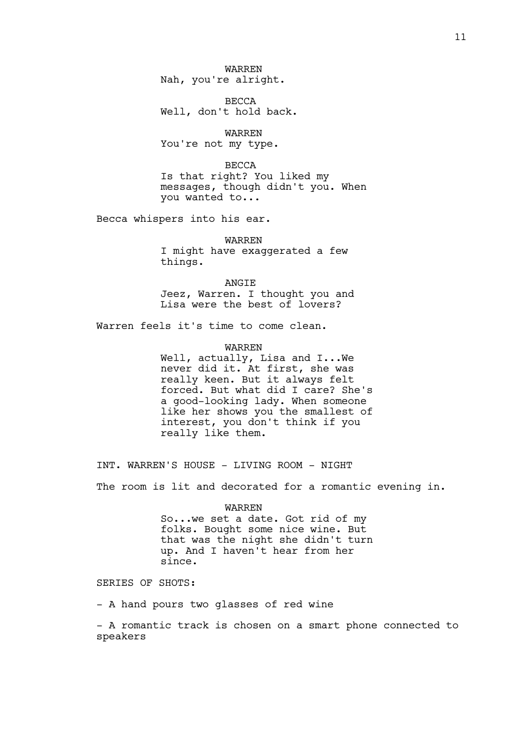WARREN
Nah, you're alright.

BECCA
Well, don't hold back.

WARREN
You're not my type.

BECCA
Is that right? You liked my messages, though didn't you. When you wanted to...

Becca whispers into his ear.

WARREN
I might have exaggerated a few things.

ANGIE
Jeez, Warren. I thought you and Lisa were the best of lovers?

Warren feels it's time to come clean.

WARREN
Well, actually, Lisa and I...We never did it. At first, she was really keen. But it always felt forced. But what did I care? She's a good-looking lady. When someone like her shows you the smallest of interest, you don't think if you really like them.

INT. WARREN'S HOUSE - LIVING ROOM - NIGHT

The room is lit and decorated for a romantic evening in.

WARREN
So...we set a date. Got rid of my folks. Bought some nice wine. But that was the night she didn't turn up. And I haven't hear from her since.

SERIES OF SHOTS:

- A hand pours two glasses of red wine

- A romantic track is chosen on a smart phone connected to speakers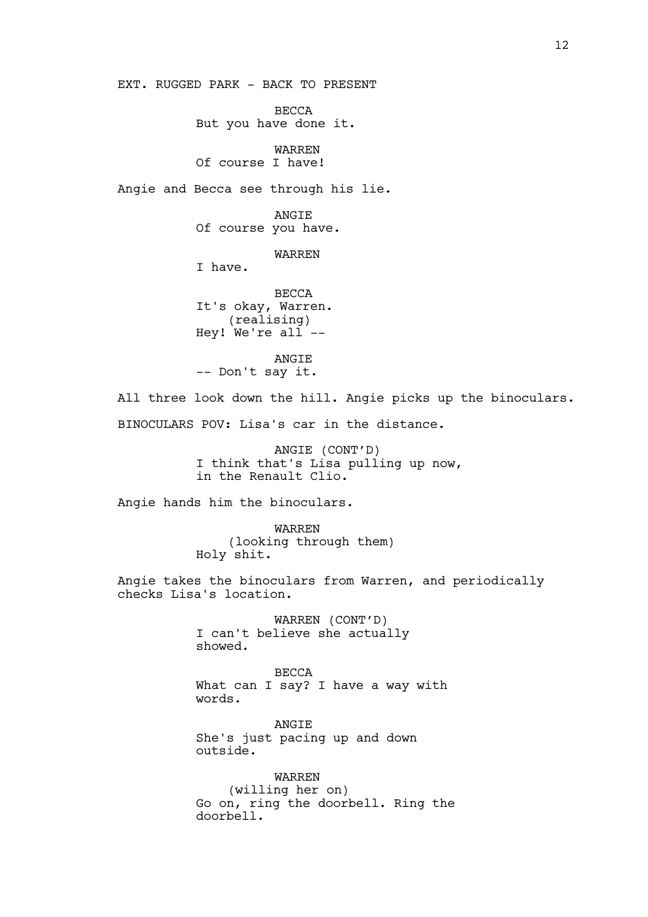EXT. RUGGED PARK - BACK TO PRESENT

BECCA
But you have done it.

WARREN
Of course I have!

Angie and Becca see through his lie.

ANGIE
Of course you have.

WARREN
I have.

BECCA
It's okay, Warren.
(realising)
Hey! We're all --

ANGIE
-- Don't say it.

All three look down the hill. Angie picks up the binoculars.

BINOCULARS POV: Lisa's car in the distance.

ANGIE (CONT'D)
I think that's Lisa pulling up now, in the Renault Clio.

Angie hands him the binoculars.

WARREN
(looking through them)
Holy shit.

Angie takes the binoculars from Warren, and periodically checks Lisa's location.

WARREN (CONT'D)
I can't believe she actually showed.

BECCA
What can I say? I have a way with words.

ANGIE
She's just pacing up and down outside.

WARREN
(willing her on)
Go on, ring the doorbell. Ring the doorbell.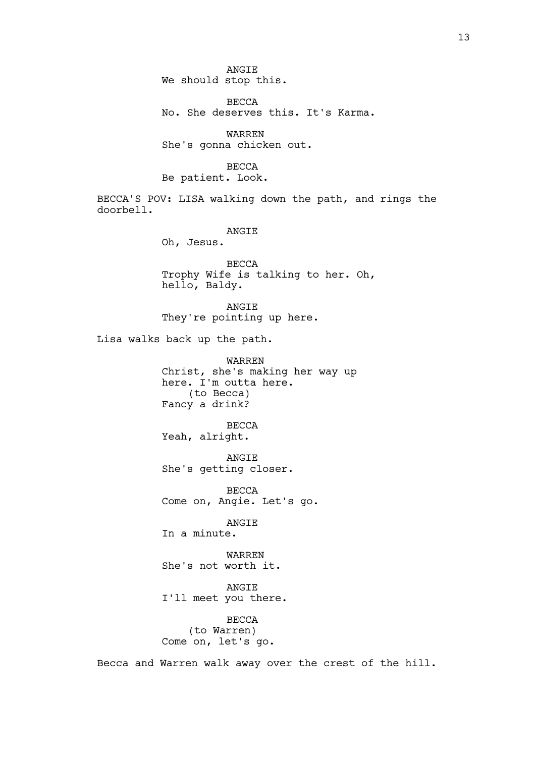ANGIE
We should stop this.

BECCA
No. She deserves this. It's Karma.

WARREN
She's gonna chicken out.

BECCA
Be patient. Look.

BECCA'S POV: LISA walking down the path, and rings the doorbell.

ANGIE
Oh, Jesus.

BECCA
Trophy Wife is talking to her. Oh, hello, Baldy.

ANGIE
They're pointing up here.

Lisa walks back up the path.

WARREN
Christ, she's making her way up here. I'm outta here.
(to Becca)
Fancy a drink?

BECCA
Yeah, alright.

ANGIE
She's getting closer.

BECCA
Come on, Angie. Let's go.

ANGIE
In a minute.

WARREN
She's not worth it.

ANGIE
I'll meet you there.

BECCA
(to Warren)
Come on, let's go.

Becca and Warren walk away over the crest of the hill.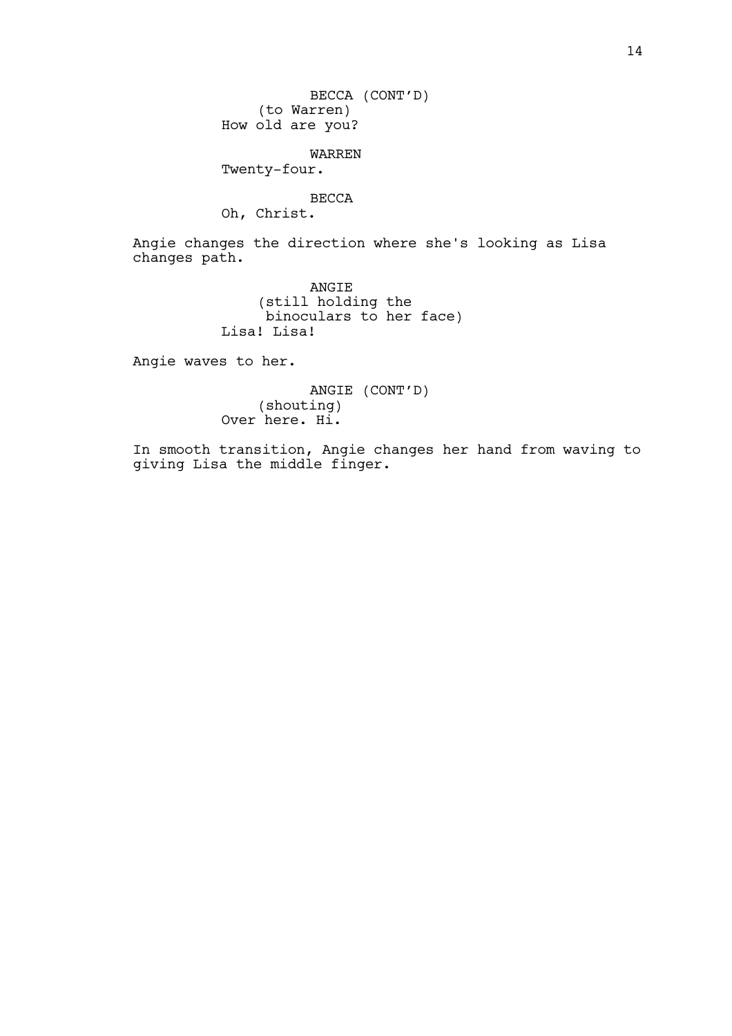BECCA (CONT'D)
(to Warren)
How old are you?

WARREN
Twenty-four.

BECCA
Oh, Christ.

Angie changes the direction where she's looking as Lisa changes path.

ANGIE
(still holding the binoculars to her face)
Lisa! Lisa!

Angie waves to her.

ANGIE (CONT'D)
(shouting)
Over here. Hi.

In smooth transition, Angie changes her hand from waving to giving Lisa the middle finger.